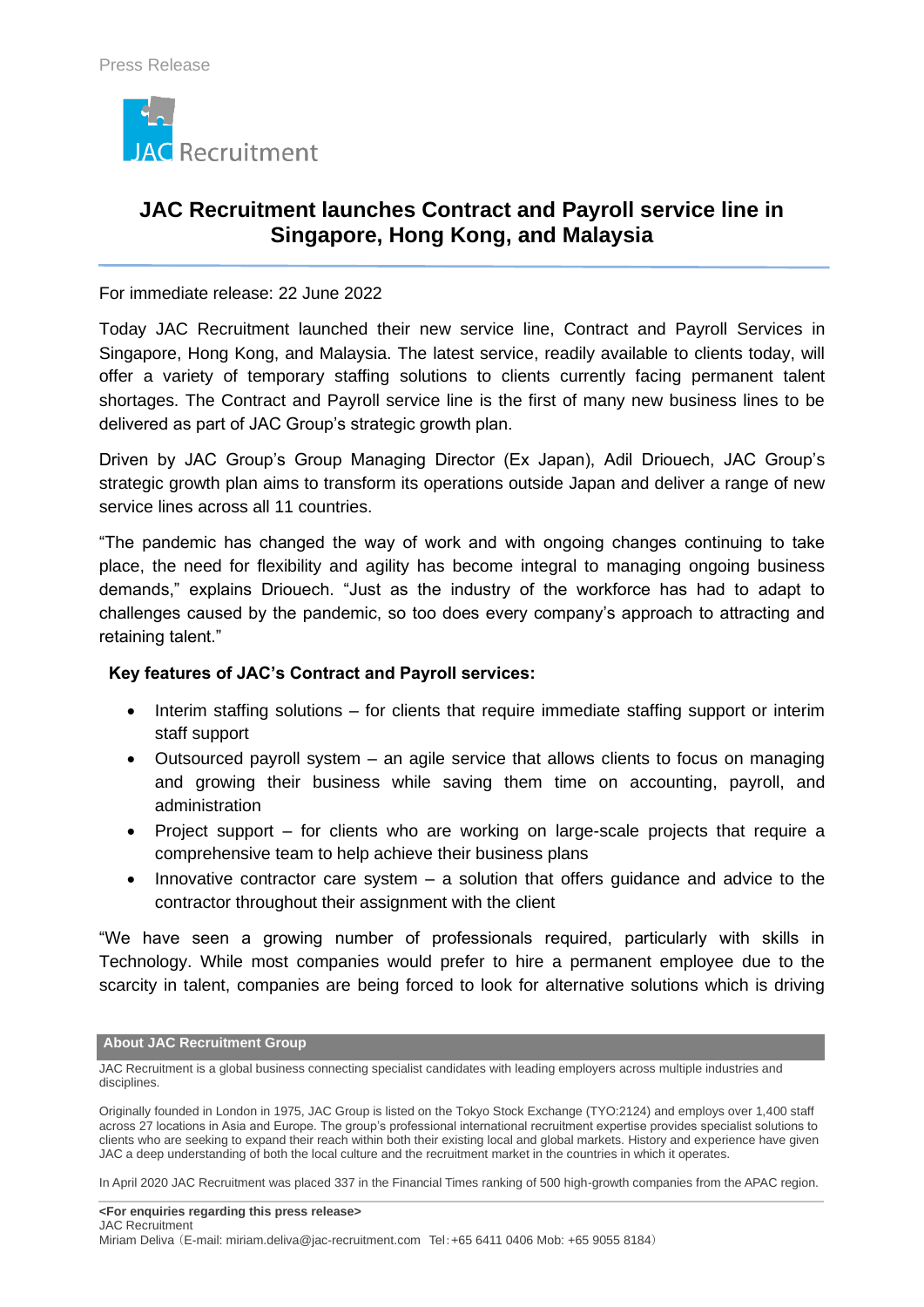Press Release

JAC Recruitment

# JAC Recruitment launches Contract and Payroll service line in Singapore, Hong Kong, and Malaysia

For immediate release: 22 June 2022

Today JAC Recruitment launched their new service line, Contract and Payroll Services in Singapore, Hong Kong, and Malaysia. The latest service, readily available to clients today, will offer a variety of temporary staffing solutions to clients currently facing permanent talent shortages. The Contract and Payroll service line is the first of many new business lines to be delivered as part of JAC Group's strategic growth plan.

Driven by JAC Group's Group Managing Director (Ex Japan), Adil Driouech, JAC Group's strategic growth plan aims to transform its operations outside Japan and deliver a range of new service lines across all 11 countries.

"The pandemic has changed the way of work and with ongoing changes continuing to take place, the need for flexibility and agility has become integral to managing ongoing business demands," explains Driouech. "Just as the industry of the workforce has had to adapt to challenges caused by the pandemic, so too does every company's approach to attracting and retaining talent."

**Key features of JAC's Contract and Payroll services:**

- Interim staffing solutions – for clients that require immediate staffing support or interim staff support
- Outsourced payroll system – an agile service that allows clients to focus on managing and growing their business while saving them time on accounting, payroll, and administration
- Project support – for clients who are working on large-scale projects that require a comprehensive team to help achieve their business plans
- Innovative contractor care system – a solution that offers guidance and advice to the contractor throughout their assignment with the client

"We have seen a growing number of professionals required, particularly with skills in Technology. While most companies would prefer to hire a permanent employee due to the scarcity in talent, companies are being forced to look for alternative solutions which is driving

**About JAC Recruitment Group**

JAC Recruitment is a global business connecting specialist candidates with leading employers across multiple industries and disciplines.

Originally founded in London in 1975, JAC Group is listed on the Tokyo Stock Exchange (TYO:2124) and employs over 1,400 staff across 27 locations in Asia and Europe. The group's professional international recruitment expertise provides specialist solutions to clients who are seeking to expand their reach within both their existing local and global markets. History and experience have given JAC a deep understanding of both the local culture and the recruitment market in the countries in which it operates.

In April 2020 JAC Recruitment was placed 337 in the Financial Times ranking of 500 high-growth companies from the APAC region.

**<For enquiries regarding this press release>**
JAC Recruitment
Miriam Deliva（E-mail: miriam.deliva@jac-recruitment.com Tel：+65 6411 0406 Mob: +65 9055 8184）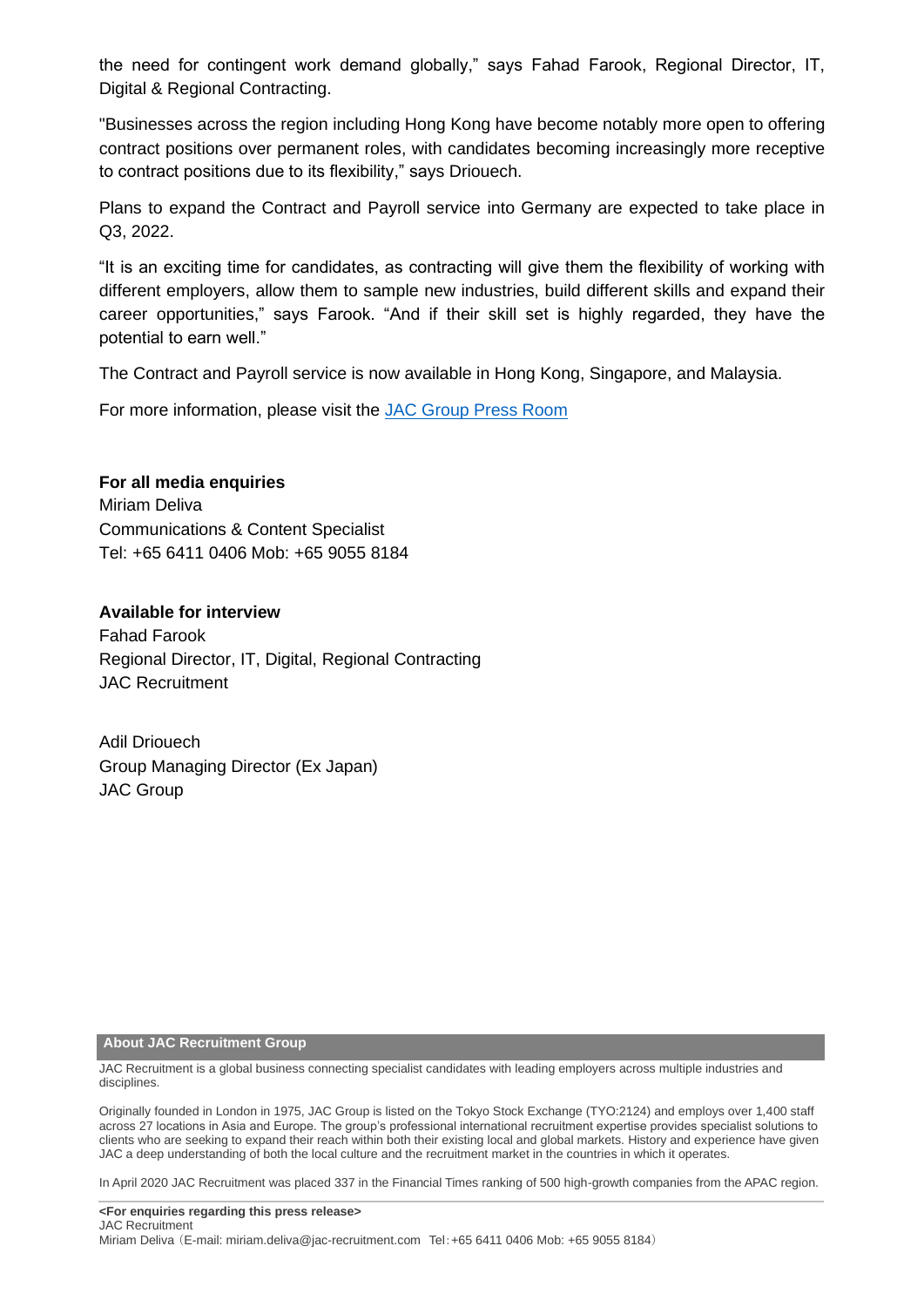the need for contingent work demand globally," says Fahad Farook, Regional Director, IT, Digital & Regional Contracting.

"Businesses across the region including Hong Kong have become notably more open to offering contract positions over permanent roles, with candidates becoming increasingly more receptive to contract positions due to its flexibility," says Driouech.

Plans to expand the Contract and Payroll service into Germany are expected to take place in Q3, 2022.

"It is an exciting time for candidates, as contracting will give them the flexibility of working with different employers, allow them to sample new industries, build different skills and expand their career opportunities," says Farook. "And if their skill set is highly regarded, they have the potential to earn well."

The Contract and Payroll service is now available in Hong Kong, Singapore, and Malaysia.

For more information, please visit the JAC Group Press Room

**For all media enquiries**
Miriam Deliva
Communications & Content Specialist
Tel: +65 6411 0406 Mob: +65 9055 8184

**Available for interview**
Fahad Farook
Regional Director, IT, Digital, Regional Contracting
JAC Recruitment

Adil Driouech
Group Managing Director (Ex Japan)
JAC Group

**About JAC Recruitment Group**

JAC Recruitment is a global business connecting specialist candidates with leading employers across multiple industries and disciplines.

Originally founded in London in 1975, JAC Group is listed on the Tokyo Stock Exchange (TYO:2124) and employs over 1,400 staff across 27 locations in Asia and Europe. The group's professional international recruitment expertise provides specialist solutions to clients who are seeking to expand their reach within both their existing local and global markets. History and experience have given JAC a deep understanding of both the local culture and the recruitment market in the countries in which it operates.

In April 2020 JAC Recruitment was placed 337 in the Financial Times ranking of 500 high-growth companies from the APAC region.

**<For enquiries regarding this press release>**
JAC Recruitment
Miriam Deliva（E-mail: miriam.deliva@jac-recruitment.com Tel：+65 6411 0406 Mob: +65 9055 8184）